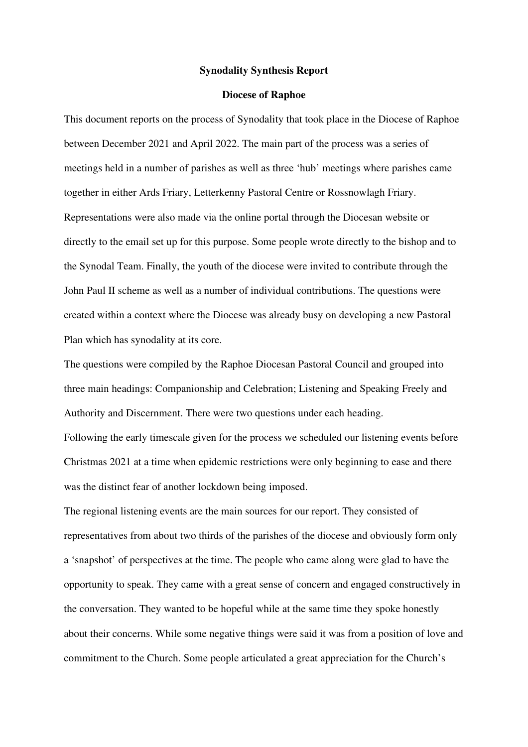**Synodality Synthesis Report**

**Diocese of Raphoe**

This document reports on the process of Synodality that took place in the Diocese of Raphoe between December 2021 and April 2022. The main part of the process was a series of meetings held in a number of parishes as well as three 'hub' meetings where parishes came together in either Ards Friary, Letterkenny Pastoral Centre or Rossnowlagh Friary. Representations were also made via the online portal through the Diocesan website or directly to the email set up for this purpose. Some people wrote directly to the bishop and to the Synodal Team. Finally, the youth of the diocese were invited to contribute through the John Paul II scheme as well as a number of individual contributions. The questions were created within a context where the Diocese was already busy on developing a new Pastoral Plan which has synodality at its core.

The questions were compiled by the Raphoe Diocesan Pastoral Council and grouped into three main headings: Companionship and Celebration; Listening and Speaking Freely and Authority and Discernment. There were two questions under each heading.

Following the early timescale given for the process we scheduled our listening events before Christmas 2021 at a time when epidemic restrictions were only beginning to ease and there was the distinct fear of another lockdown being imposed.

The regional listening events are the main sources for our report. They consisted of representatives from about two thirds of the parishes of the diocese and obviously form only a 'snapshot' of perspectives at the time. The people who came along were glad to have the opportunity to speak. They came with a great sense of concern and engaged constructively in the conversation. They wanted to be hopeful while at the same time they spoke honestly about their concerns. While some negative things were said it was from a position of love and commitment to the Church. Some people articulated a great appreciation for the Church's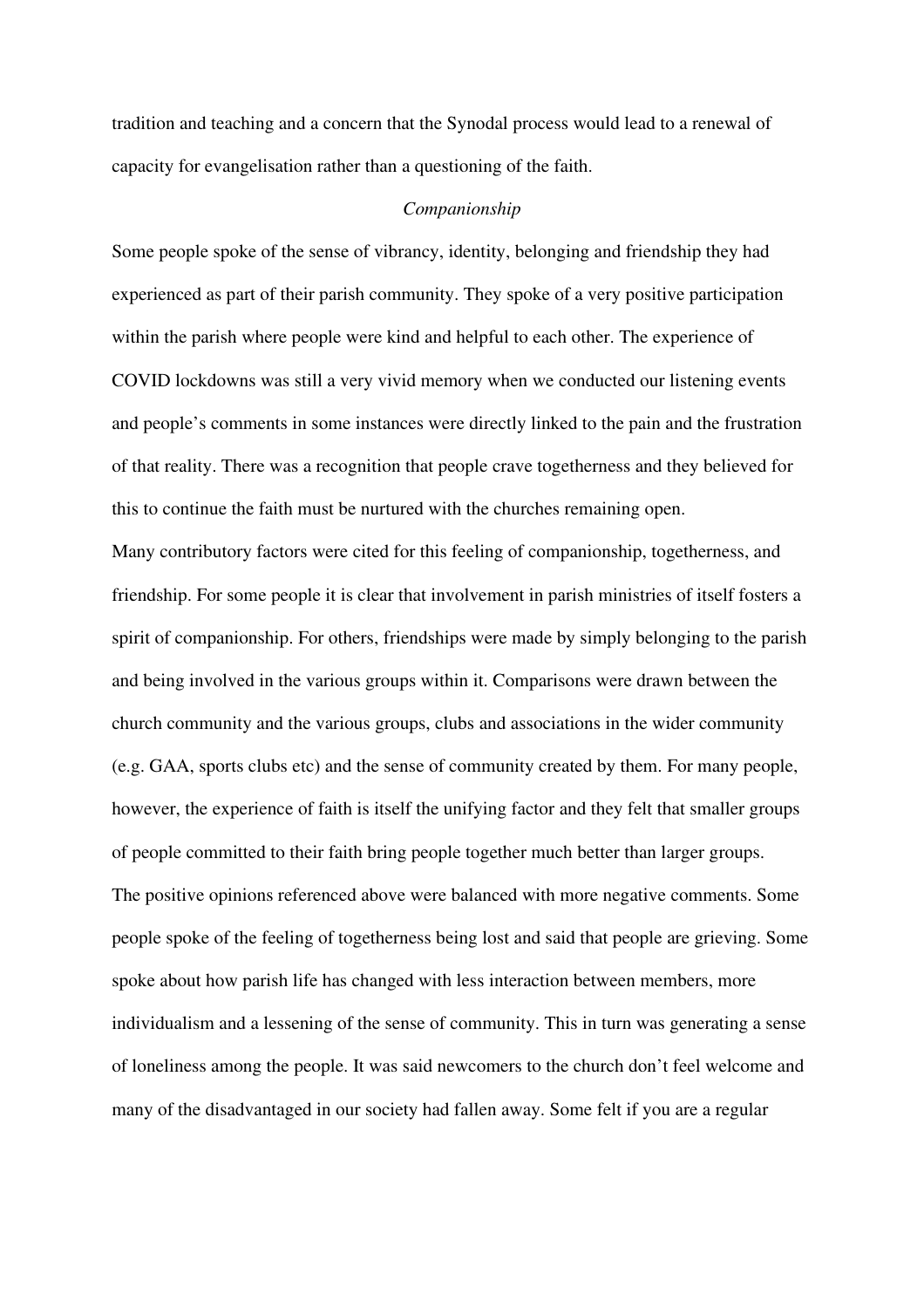tradition and teaching and a concern that the Synodal process would lead to a renewal of capacity for evangelisation rather than a questioning of the faith.

*Companionship*

Some people spoke of the sense of vibrancy, identity, belonging and friendship they had experienced as part of their parish community. They spoke of a very positive participation within the parish where people were kind and helpful to each other. The experience of COVID lockdowns was still a very vivid memory when we conducted our listening events and people's comments in some instances were directly linked to the pain and the frustration of that reality. There was a recognition that people crave togetherness and they believed for this to continue the faith must be nurtured with the churches remaining open.

Many contributory factors were cited for this feeling of companionship, togetherness, and friendship. For some people it is clear that involvement in parish ministries of itself fosters a spirit of companionship. For others, friendships were made by simply belonging to the parish and being involved in the various groups within it. Comparisons were drawn between the church community and the various groups, clubs and associations in the wider community (e.g. GAA, sports clubs etc) and the sense of community created by them. For many people, however, the experience of faith is itself the unifying factor and they felt that smaller groups of people committed to their faith bring people together much better than larger groups.

The positive opinions referenced above were balanced with more negative comments. Some people spoke of the feeling of togetherness being lost and said that people are grieving. Some spoke about how parish life has changed with less interaction between members, more individualism and a lessening of the sense of community. This in turn was generating a sense of loneliness among the people. It was said newcomers to the church don't feel welcome and many of the disadvantaged in our society had fallen away. Some felt if you are a regular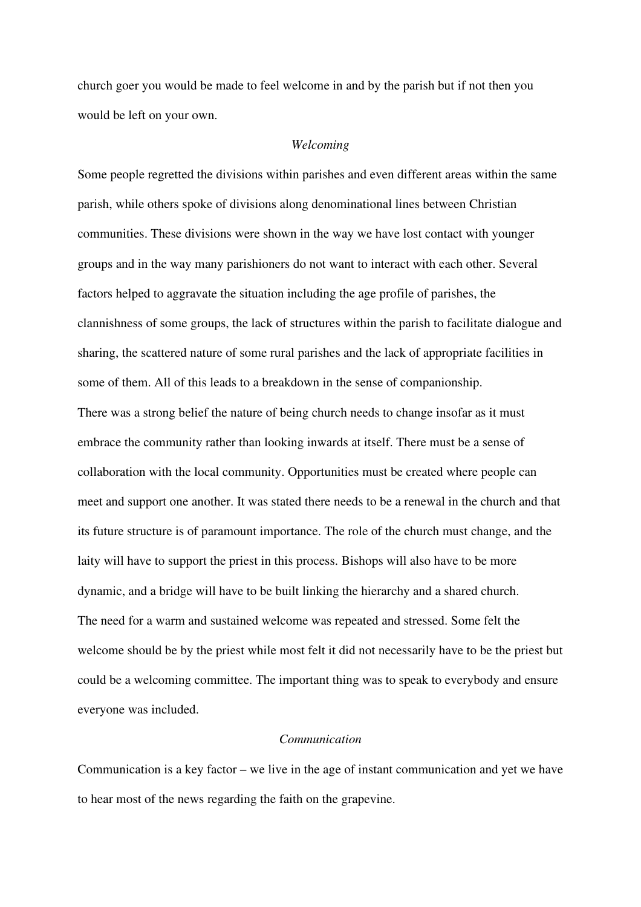church goer you would be made to feel welcome in and by the parish but if not then you would be left on your own.

*Welcoming*

Some people regretted the divisions within parishes and even different areas within the same parish, while others spoke of divisions along denominational lines between Christian communities. These divisions were shown in the way we have lost contact with younger groups and in the way many parishioners do not want to interact with each other. Several factors helped to aggravate the situation including the age profile of parishes, the clannishness of some groups, the lack of structures within the parish to facilitate dialogue and sharing, the scattered nature of some rural parishes and the lack of appropriate facilities in some of them. All of this leads to a breakdown in the sense of companionship.

There was a strong belief the nature of being church needs to change insofar as it must embrace the community rather than looking inwards at itself. There must be a sense of collaboration with the local community. Opportunities must be created where people can meet and support one another. It was stated there needs to be a renewal in the church and that its future structure is of paramount importance. The role of the church must change, and the laity will have to support the priest in this process. Bishops will also have to be more dynamic, and a bridge will have to be built linking the hierarchy and a shared church.

The need for a warm and sustained welcome was repeated and stressed. Some felt the welcome should be by the priest while most felt it did not necessarily have to be the priest but could be a welcoming committee. The important thing was to speak to everybody and ensure everyone was included.

*Communication*

Communication is a key factor – we live in the age of instant communication and yet we have to hear most of the news regarding the faith on the grapevine.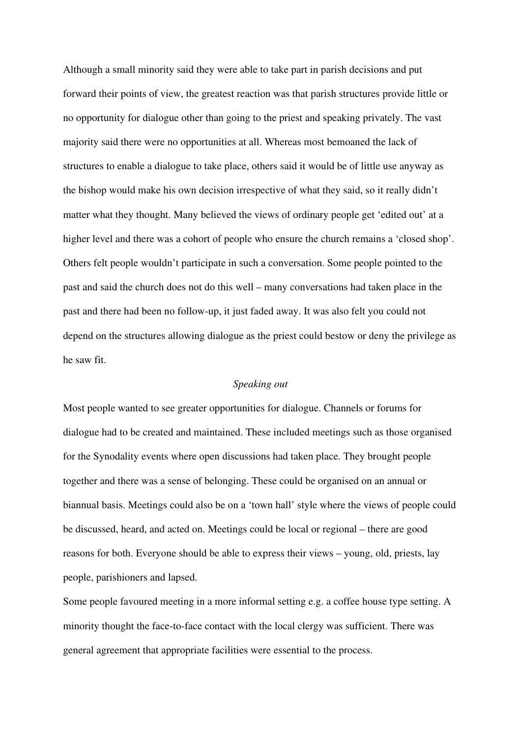Although a small minority said they were able to take part in parish decisions and put forward their points of view, the greatest reaction was that parish structures provide little or no opportunity for dialogue other than going to the priest and speaking privately. The vast majority said there were no opportunities at all. Whereas most bemoaned the lack of structures to enable a dialogue to take place, others said it would be of little use anyway as the bishop would make his own decision irrespective of what they said, so it really didn't matter what they thought. Many believed the views of ordinary people get 'edited out' at a higher level and there was a cohort of people who ensure the church remains a 'closed shop'. Others felt people wouldn't participate in such a conversation. Some people pointed to the past and said the church does not do this well – many conversations had taken place in the past and there had been no follow-up, it just faded away. It was also felt you could not depend on the structures allowing dialogue as the priest could bestow or deny the privilege as he saw fit.

*Speaking out*

Most people wanted to see greater opportunities for dialogue. Channels or forums for dialogue had to be created and maintained. These included meetings such as those organised for the Synodality events where open discussions had taken place. They brought people together and there was a sense of belonging. These could be organised on an annual or biannual basis. Meetings could also be on a 'town hall' style where the views of people could be discussed, heard, and acted on. Meetings could be local or regional – there are good reasons for both. Everyone should be able to express their views – young, old, priests, lay people, parishioners and lapsed.

Some people favoured meeting in a more informal setting e.g. a coffee house type setting. A minority thought the face-to-face contact with the local clergy was sufficient. There was general agreement that appropriate facilities were essential to the process.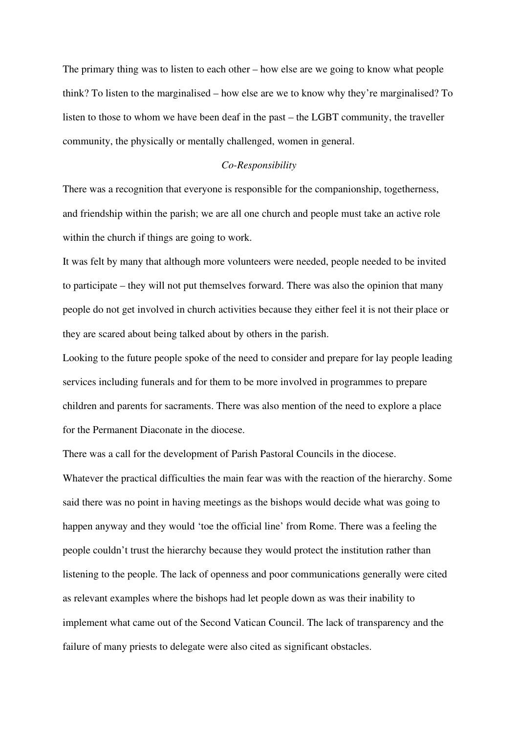The primary thing was to listen to each other – how else are we going to know what people think? To listen to the marginalised – how else are we to know why they're marginalised? To listen to those to whom we have been deaf in the past – the LGBT community, the traveller community, the physically or mentally challenged, women in general.

*Co-Responsibility*

There was a recognition that everyone is responsible for the companionship, togetherness, and friendship within the parish; we are all one church and people must take an active role within the church if things are going to work.

It was felt by many that although more volunteers were needed, people needed to be invited to participate – they will not put themselves forward. There was also the opinion that many people do not get involved in church activities because they either feel it is not their place or they are scared about being talked about by others in the parish.

Looking to the future people spoke of the need to consider and prepare for lay people leading services including funerals and for them to be more involved in programmes to prepare children and parents for sacraments. There was also mention of the need to explore a place for the Permanent Diaconate in the diocese.

There was a call for the development of Parish Pastoral Councils in the diocese.

Whatever the practical difficulties the main fear was with the reaction of the hierarchy. Some said there was no point in having meetings as the bishops would decide what was going to happen anyway and they would 'toe the official line' from Rome. There was a feeling the people couldn't trust the hierarchy because they would protect the institution rather than listening to the people. The lack of openness and poor communications generally were cited as relevant examples where the bishops had let people down as was their inability to implement what came out of the Second Vatican Council. The lack of transparency and the failure of many priests to delegate were also cited as significant obstacles.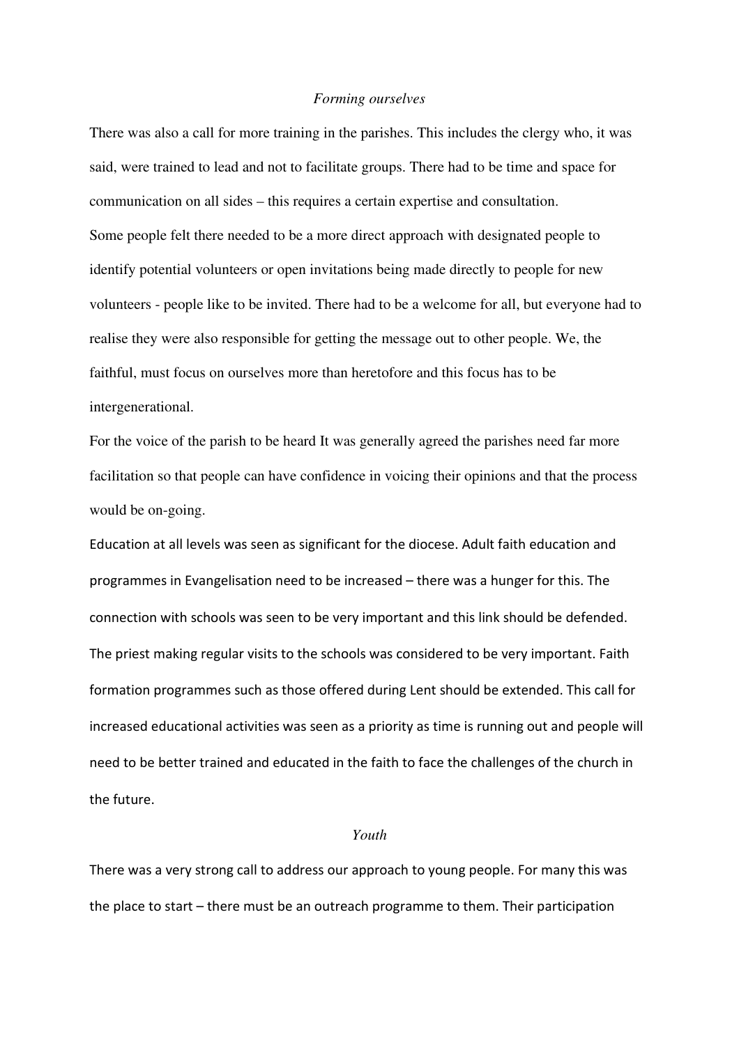*Forming ourselves*

There was also a call for more training in the parishes. This includes the clergy who, it was said, were trained to lead and not to facilitate groups. There had to be time and space for communication on all sides – this requires a certain expertise and consultation.

Some people felt there needed to be a more direct approach with designated people to identify potential volunteers or open invitations being made directly to people for new volunteers - people like to be invited. There had to be a welcome for all, but everyone had to realise they were also responsible for getting the message out to other people. We, the faithful, must focus on ourselves more than heretofore and this focus has to be intergenerational.

For the voice of the parish to be heard It was generally agreed the parishes need far more facilitation so that people can have confidence in voicing their opinions and that the process would be on-going.

Education at all levels was seen as significant for the diocese. Adult faith education and programmes in Evangelisation need to be increased – there was a hunger for this. The connection with schools was seen to be very important and this link should be defended. The priest making regular visits to the schools was considered to be very important. Faith formation programmes such as those offered during Lent should be extended. This call for increased educational activities was seen as a priority as time is running out and people will need to be better trained and educated in the faith to face the challenges of the church in the future.

*Youth*

There was a very strong call to address our approach to young people. For many this was the place to start – there must be an outreach programme to them. Their participation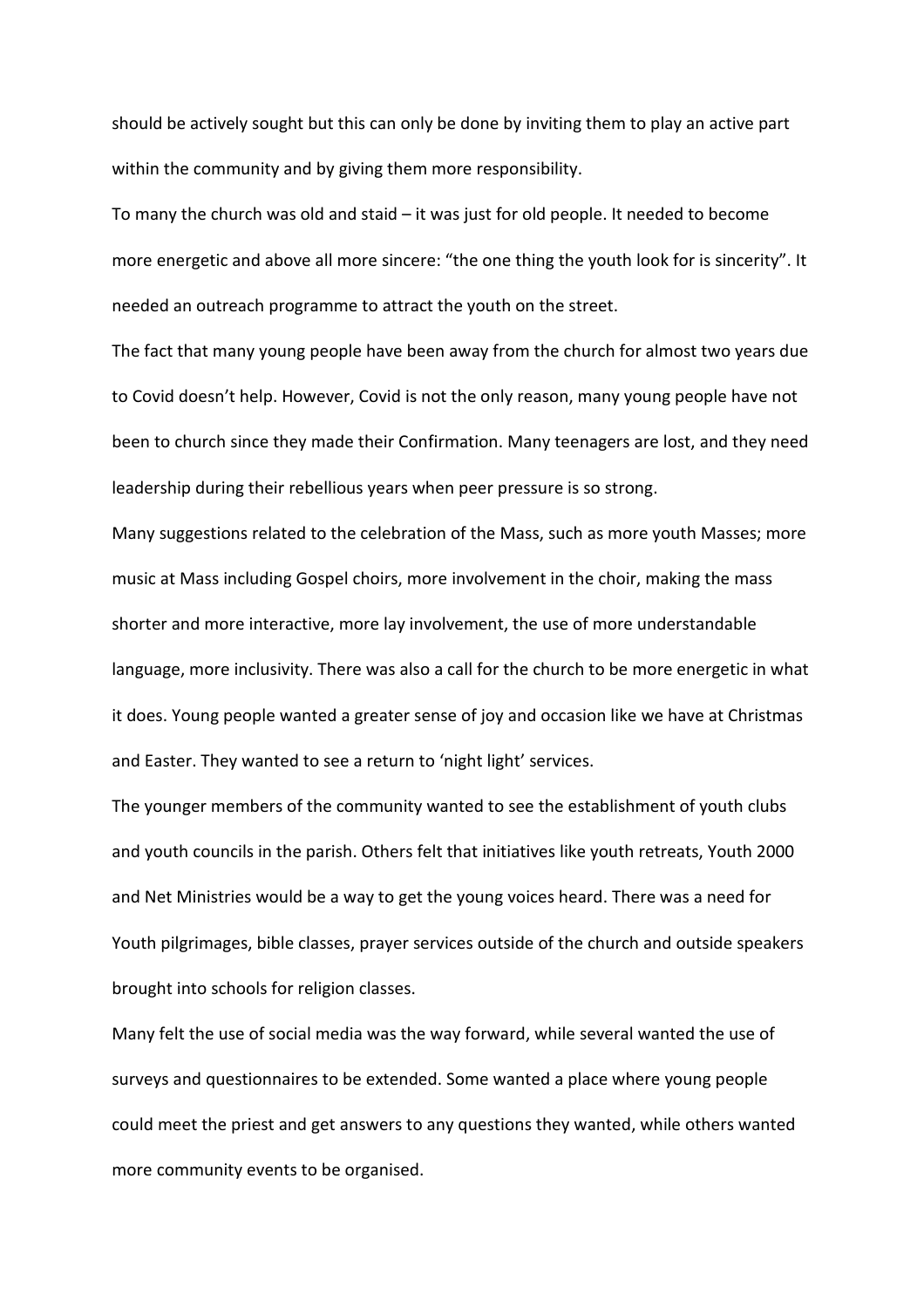should be actively sought but this can only be done by inviting them to play an active part within the community and by giving them more responsibility.

To many the church was old and staid – it was just for old people. It needed to become more energetic and above all more sincere: "the one thing the youth look for is sincerity". It needed an outreach programme to attract the youth on the street.

The fact that many young people have been away from the church for almost two years due to Covid doesn't help. However, Covid is not the only reason, many young people have not been to church since they made their Confirmation. Many teenagers are lost, and they need leadership during their rebellious years when peer pressure is so strong.

Many suggestions related to the celebration of the Mass, such as more youth Masses; more music at Mass including Gospel choirs, more involvement in the choir, making the mass shorter and more interactive, more lay involvement, the use of more understandable language, more inclusivity. There was also a call for the church to be more energetic in what it does. Young people wanted a greater sense of joy and occasion like we have at Christmas and Easter. They wanted to see a return to 'night light' services.

The younger members of the community wanted to see the establishment of youth clubs and youth councils in the parish. Others felt that initiatives like youth retreats, Youth 2000 and Net Ministries would be a way to get the young voices heard. There was a need for Youth pilgrimages, bible classes, prayer services outside of the church and outside speakers brought into schools for religion classes.

Many felt the use of social media was the way forward, while several wanted the use of surveys and questionnaires to be extended. Some wanted a place where young people could meet the priest and get answers to any questions they wanted, while others wanted more community events to be organised.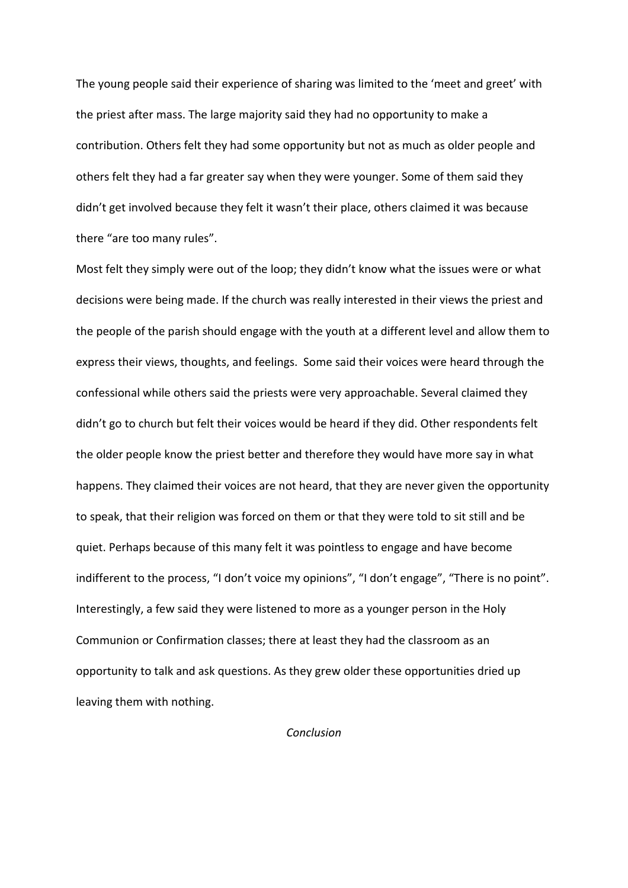The young people said their experience of sharing was limited to the 'meet and greet' with the priest after mass. The large majority said they had no opportunity to make a contribution. Others felt they had some opportunity but not as much as older people and others felt they had a far greater say when they were younger. Some of them said they didn't get involved because they felt it wasn't their place, others claimed it was because there "are too many rules".

Most felt they simply were out of the loop; they didn't know what the issues were or what decisions were being made. If the church was really interested in their views the priest and the people of the parish should engage with the youth at a different level and allow them to express their views, thoughts, and feelings. Some said their voices were heard through the confessional while others said the priests were very approachable. Several claimed they didn't go to church but felt their voices would be heard if they did. Other respondents felt the older people know the priest better and therefore they would have more say in what happens. They claimed their voices are not heard, that they are never given the opportunity to speak, that their religion was forced on them or that they were told to sit still and be quiet. Perhaps because of this many felt it was pointless to engage and have become indifferent to the process, "I don't voice my opinions", "I don't engage", "There is no point". Interestingly, a few said they were listened to more as a younger person in the Holy Communion or Confirmation classes; there at least they had the classroom as an opportunity to talk and ask questions. As they grew older these opportunities dried up leaving them with nothing.

## *Conclusion*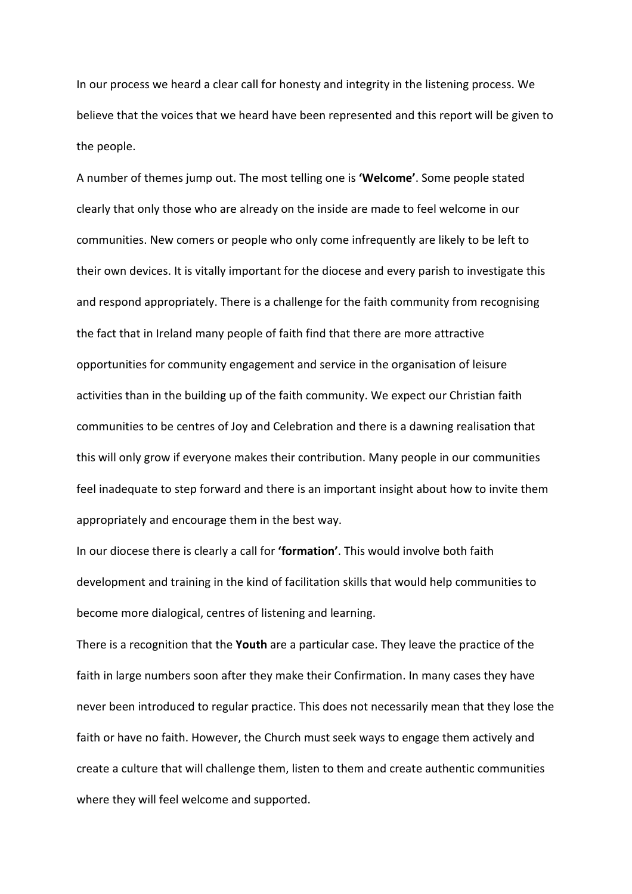In our process we heard a clear call for honesty and integrity in the listening process. We believe that the voices that we heard have been represented and this report will be given to the people.

A number of themes jump out. The most telling one is **'Welcome'**. Some people stated clearly that only those who are already on the inside are made to feel welcome in our communities. New comers or people who only come infrequently are likely to be left to their own devices. It is vitally important for the diocese and every parish to investigate this and respond appropriately. There is a challenge for the faith community from recognising the fact that in Ireland many people of faith find that there are more attractive opportunities for community engagement and service in the organisation of leisure activities than in the building up of the faith community. We expect our Christian faith communities to be centres of Joy and Celebration and there is a dawning realisation that this will only grow if everyone makes their contribution. Many people in our communities feel inadequate to step forward and there is an important insight about how to invite them appropriately and encourage them in the best way.

In our diocese there is clearly a call for **'formation'**. This would involve both faith development and training in the kind of facilitation skills that would help communities to become more dialogical, centres of listening and learning.

There is a recognition that the **Youth** are a particular case. They leave the practice of the faith in large numbers soon after they make their Confirmation. In many cases they have never been introduced to regular practice. This does not necessarily mean that they lose the faith or have no faith. However, the Church must seek ways to engage them actively and create a culture that will challenge them, listen to them and create authentic communities where they will feel welcome and supported.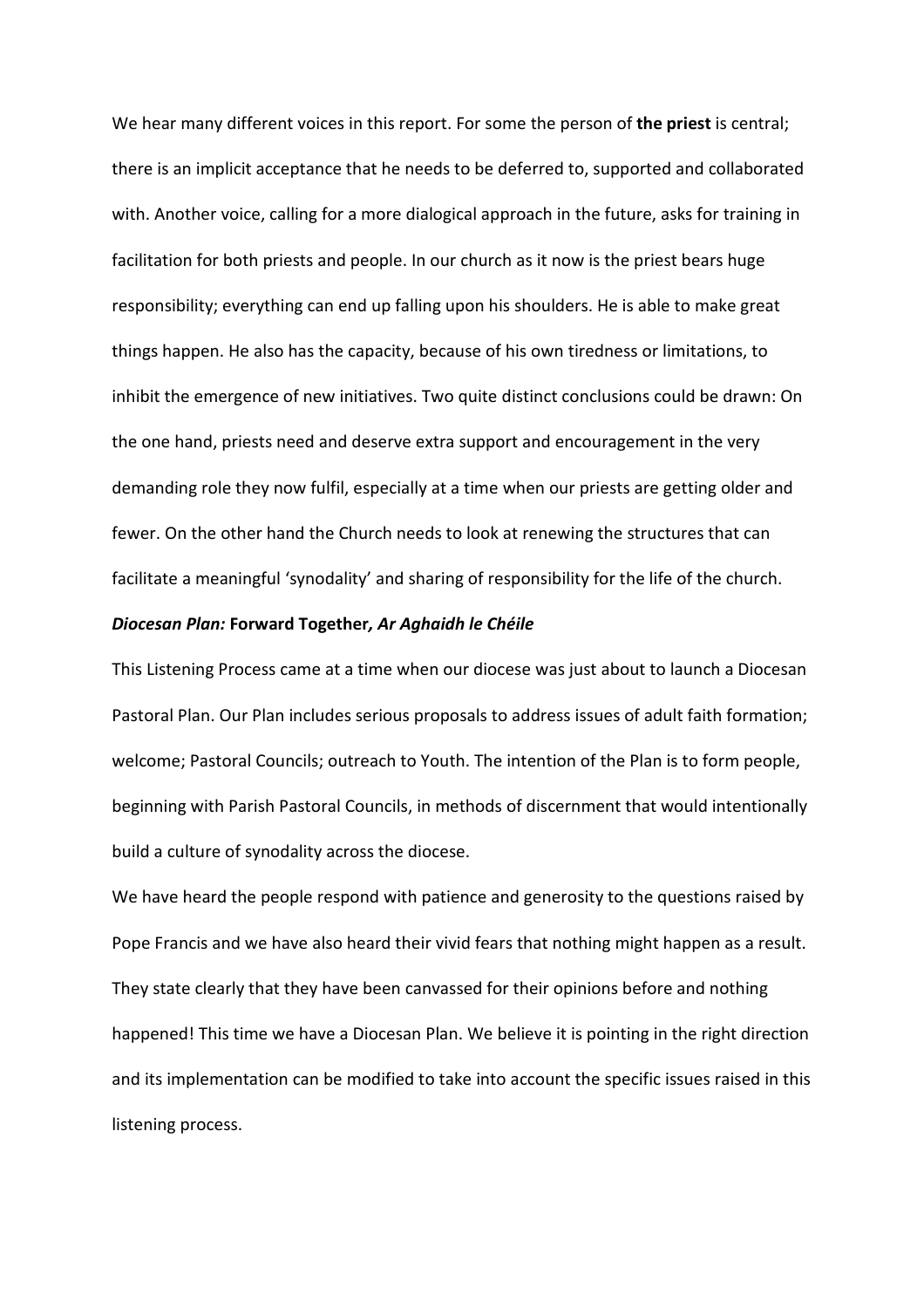We hear many different voices in this report. For some the person of **the priest** is central; there is an implicit acceptance that he needs to be deferred to, supported and collaborated with. Another voice, calling for a more dialogical approach in the future, asks for training in facilitation for both priests and people. In our church as it now is the priest bears huge responsibility; everything can end up falling upon his shoulders. He is able to make great things happen. He also has the capacity, because of his own tiredness or limitations, to inhibit the emergence of new initiatives. Two quite distinct conclusions could be drawn: On the one hand, priests need and deserve extra support and encouragement in the very demanding role they now fulfil, especially at a time when our priests are getting older and fewer. On the other hand the Church needs to look at renewing the structures that can facilitate a meaningful 'synodality' and sharing of responsibility for the life of the church.

***Diocesan Plan:* Forward Together*, Ar Aghaidh le Chéile***

This Listening Process came at a time when our diocese was just about to launch a Diocesan Pastoral Plan. Our Plan includes serious proposals to address issues of adult faith formation; welcome; Pastoral Councils; outreach to Youth. The intention of the Plan is to form people, beginning with Parish Pastoral Councils, in methods of discernment that would intentionally build a culture of synodality across the diocese.

We have heard the people respond with patience and generosity to the questions raised by Pope Francis and we have also heard their vivid fears that nothing might happen as a result. They state clearly that they have been canvassed for their opinions before and nothing happened! This time we have a Diocesan Plan. We believe it is pointing in the right direction and its implementation can be modified to take into account the specific issues raised in this listening process.